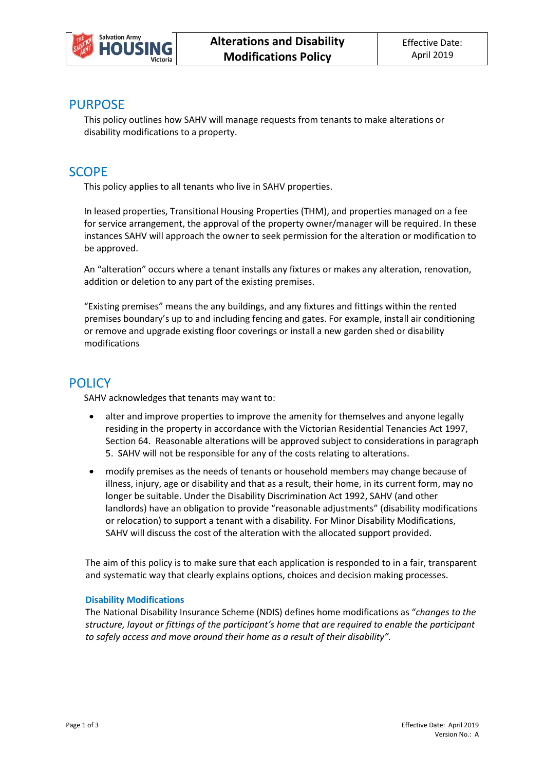| Salvation Army HOUSING Victoria | Alterations and Disability Modifications Policy | Effective Date: April 2019 |
|---|---|---|

## PURPOSE

This policy outlines how SAHV will manage requests from tenants to make alterations or disability modifications to a property.

## SCOPE

This policy applies to all tenants who live in SAHV properties.

In leased properties, Transitional Housing Properties (THM), and properties managed on a fee for service arrangement, the approval of the property owner/manager will be required. In these instances SAHV will approach the owner to seek permission for the alteration or modification to be approved.

An "alteration" occurs where a tenant installs any fixtures or makes any alteration, renovation, addition or deletion to any part of the existing premises.

"Existing premises" means the any buildings, and any fixtures and fittings within the rented premises boundary's up to and including fencing and gates. For example, install air conditioning or remove and upgrade existing floor coverings or install a new garden shed or disability modifications

## POLICY

SAHV acknowledges that tenants may want to:

- alter and improve properties to improve the amenity for themselves and anyone legally residing in the property in accordance with the Victorian Residential Tenancies Act 1997, Section 64. Reasonable alterations will be approved subject to considerations in paragraph 5. SAHV will not be responsible for any of the costs relating to alterations.
- modify premises as the needs of tenants or household members may change because of illness, injury, age or disability and that as a result, their home, in its current form, may no longer be suitable. Under the Disability Discrimination Act 1992, SAHV (and other landlords) have an obligation to provide "reasonable adjustments" (disability modifications or relocation) to support a tenant with a disability. For Minor Disability Modifications, SAHV will discuss the cost of the alteration with the allocated support provided.

The aim of this policy is to make sure that each application is responded to in a fair, transparent and systematic way that clearly explains options, choices and decision making processes.

### Disability Modifications

The National Disability Insurance Scheme (NDIS) defines home modifications as "*changes to the structure, layout or fittings of the participant's home that are required to enable the participant to safely access and move around their home as a result of their disability".*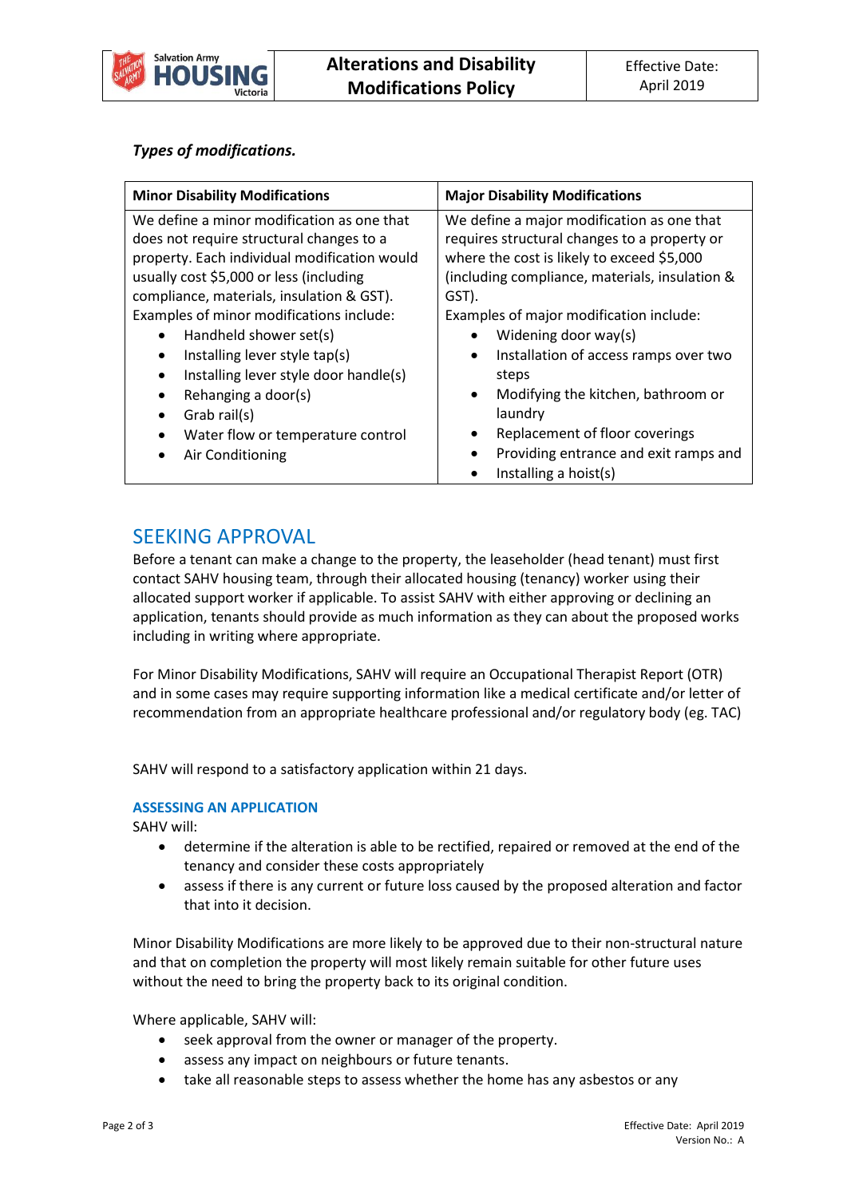***Types of modifications.***

| **Minor Disability Modifications** | **Major Disability Modifications** |
|---|---|
| We define a minor modification as one that does not require structural changes to a property. Each individual modification would usually cost $5,000 or less (including compliance, materials, insulation & GST).<br>Examples of minor modifications include:<br>• Handheld shower set(s)<br>• Installing lever style tap(s)<br>• Installing lever style door handle(s)<br>• Rehanging a door(s)<br>• Grab rail(s)<br>• Water flow or temperature control<br>• Air Conditioning | We define a major modification as one that requires structural changes to a property or where the cost is likely to exceed $5,000 (including compliance, materials, insulation & GST).<br>Examples of major modification include:<br>• Widening door way(s)<br>• Installation of access ramps over two steps<br>• Modifying the kitchen, bathroom or laundry<br>• Replacement of floor coverings<br>• Providing entrance and exit ramps and<br>• Installing a hoist(s) |

## SEEKING APPROVAL

Before a tenant can make a change to the property, the leaseholder (head tenant) must first contact SAHV housing team, through their allocated housing (tenancy) worker using their allocated support worker if applicable. To assist SAHV with either approving or declining an application, tenants should provide as much information as they can about the proposed works including in writing where appropriate.

For Minor Disability Modifications, SAHV will require an Occupational Therapist Report (OTR) and in some cases may require supporting information like a medical certificate and/or letter of recommendation from an appropriate healthcare professional and/or regulatory body (eg. TAC)

SAHV will respond to a satisfactory application within 21 days.

### ASSESSING AN APPLICATION

SAHV will:

- determine if the alteration is able to be rectified, repaired or removed at the end of the tenancy and consider these costs appropriately
- assess if there is any current or future loss caused by the proposed alteration and factor that into it decision.

Minor Disability Modifications are more likely to be approved due to their non-structural nature and that on completion the property will most likely remain suitable for other future uses without the need to bring the property back to its original condition.

Where applicable, SAHV will:

- seek approval from the owner or manager of the property.
- assess any impact on neighbours or future tenants.
- take all reasonable steps to assess whether the home has any asbestos or any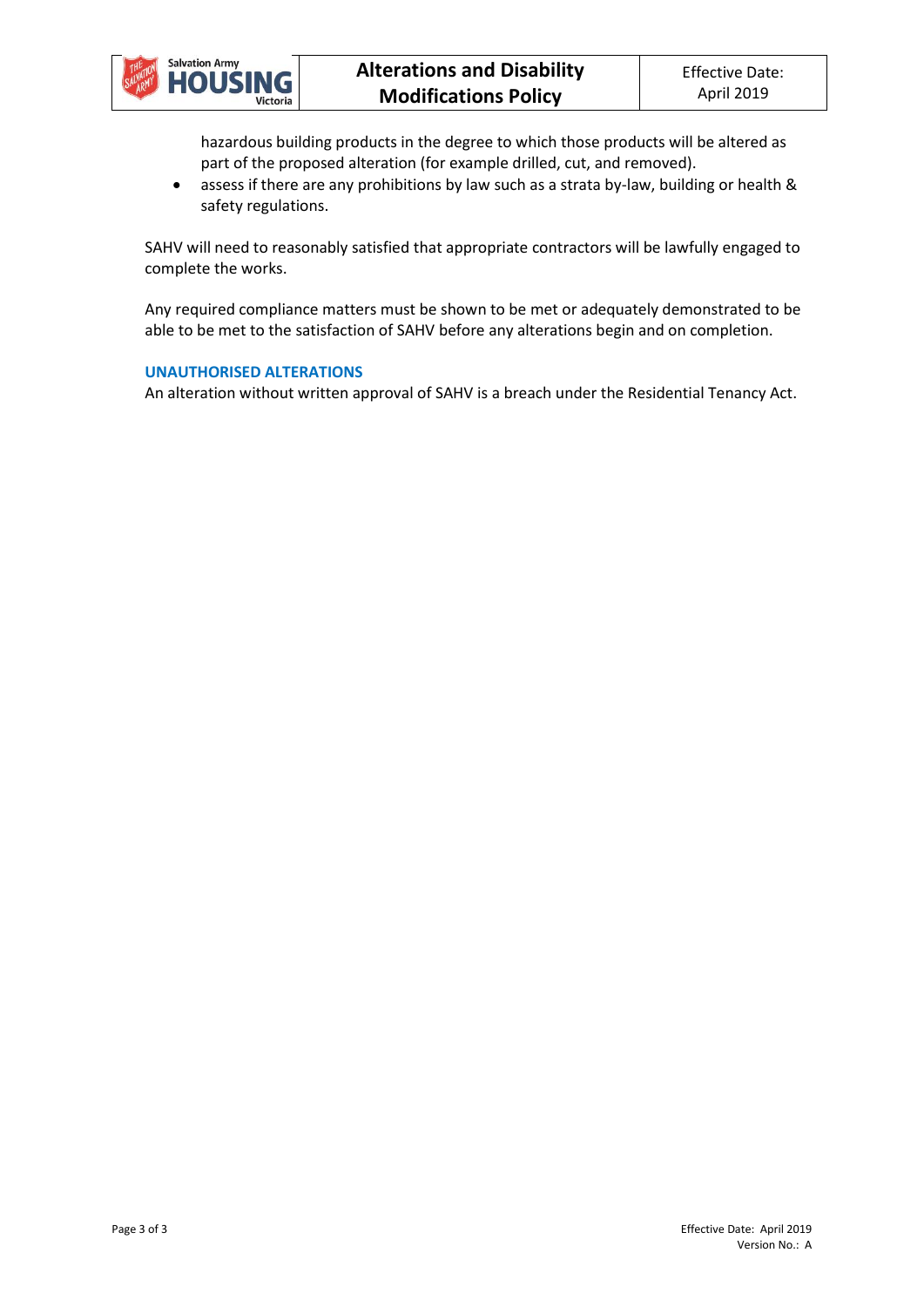hazardous building products in the degree to which those products will be altered as part of the proposed alteration (for example drilled, cut, and removed).

- assess if there are any prohibitions by law such as a strata by-law, building or health & safety regulations.

SAHV will need to reasonably satisfied that appropriate contractors will be lawfully engaged to complete the works.

Any required compliance matters must be shown to be met or adequately demonstrated to be able to be met to the satisfaction of SAHV before any alterations begin and on completion.

## UNAUTHORISED ALTERATIONS

An alteration without written approval of SAHV is a breach under the Residential Tenancy Act.